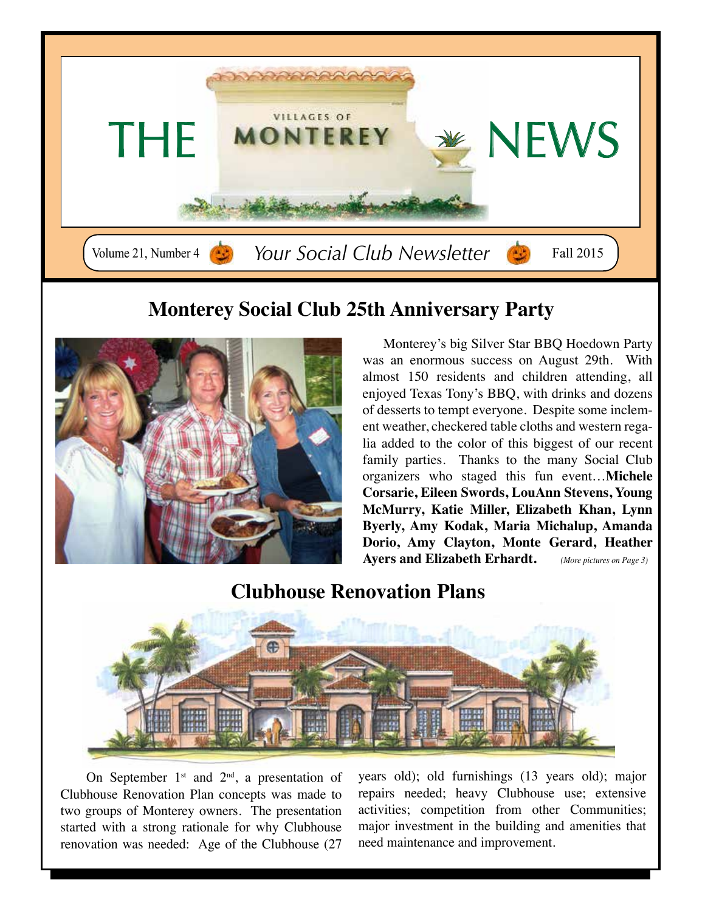# THE VILLAGES OF MONTEREY NEWS

Volume 21, Number 4 — *Your Social Club Newsletter* — Fall 2015

## Monterey Social Club 25th Anniversary Party

Monterey's big Silver Star BBQ Hoedown Party was an enormous success on August 29th. With almost 150 residents and children attending, all enjoyed Texas Tony's BBQ, with drinks and dozens of desserts to tempt everyone. Despite some inclement weather, checkered table cloths and western regalia added to the color of this biggest of our recent family parties. Thanks to the many Social Club organizers who staged this fun event…**Michele Corsarie, Eileen Swords, LouAnn Stevens, Young McMurry, Katie Miller, Elizabeth Khan, Lynn Byerly, Amy Kodak, Maria Michalup, Amanda Dorio, Amy Clayton, Monte Gerard, Heather Ayers and Elizabeth Erhardt.** *(More pictures on Page 3)*

## Clubhouse Renovation Plans

On September 1st and 2nd, a presentation of Clubhouse Renovation Plan concepts was made to two groups of Monterey owners. The presentation started with a strong rationale for why Clubhouse renovation was needed: Age of the Clubhouse (27 years old); old furnishings (13 years old); major repairs needed; heavy Clubhouse use; extensive activities; competition from other Communities; major investment in the building and amenities that need maintenance and improvement.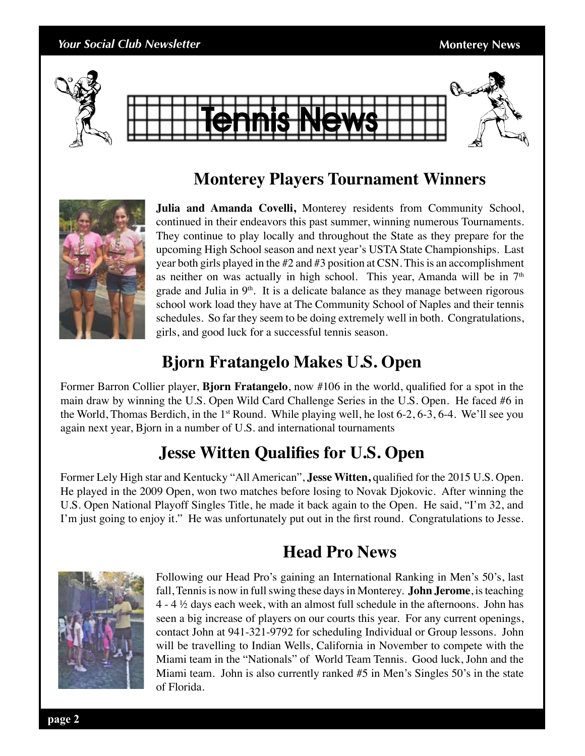# Tennis News

## Monterey Players Tournament Winners

**Julia and Amanda Covelli,** Monterey residents from Community School, continued in their endeavors this past summer, winning numerous Tournaments. They continue to play locally and throughout the State as they prepare for the upcoming High School season and next year's USTA State Championships. Last year both girls played in the #2 and #3 position at CSN. This is an accomplishment as neither on was actually in high school. This year, Amanda will be in 7th grade and Julia in 9th. It is a delicate balance as they manage between rigorous school work load they have at The Community School of Naples and their tennis schedules. So far they seem to be doing extremely well in both. Congratulations, girls, and good luck for a successful tennis season.

## Bjorn Fratangelo Makes U.S. Open

Former Barron Collier player, **Bjorn Fratangelo**, now #106 in the world, qualified for a spot in the main draw by winning the U.S. Open Wild Card Challenge Series in the U.S. Open. He faced #6 in the World, Thomas Berdich, in the 1st Round. While playing well, he lost 6-2, 6-3, 6-4. We'll see you again next year, Bjorn in a number of U.S. and international tournaments

## Jesse Witten Qualifies for U.S. Open

Former Lely High star and Kentucky "All American", **Jesse Witten,** qualified for the 2015 U.S. Open. He played in the 2009 Open, won two matches before losing to Novak Djokovic. After winning the U.S. Open National Playoff Singles Title, he made it back again to the Open. He said, "I'm 32, and I'm just going to enjoy it." He was unfortunately put out in the first round. Congratulations to Jesse.

## Head Pro News

Following our Head Pro's gaining an International Ranking in Men's 50's, last fall, Tennis is now in full swing these days in Monterey. **John Jerome**, is teaching 4 - 4 ½ days each week, with an almost full schedule in the afternoons. John has seen a big increase of players on our courts this year. For any current openings, contact John at 941-321-9792 for scheduling Individual or Group lessons. John will be travelling to Indian Wells, California in November to compete with the Miami team in the "Nationals" of World Team Tennis. Good luck, John and the Miami team. John is also currently ranked #5 in Men's Singles 50's in the state of Florida.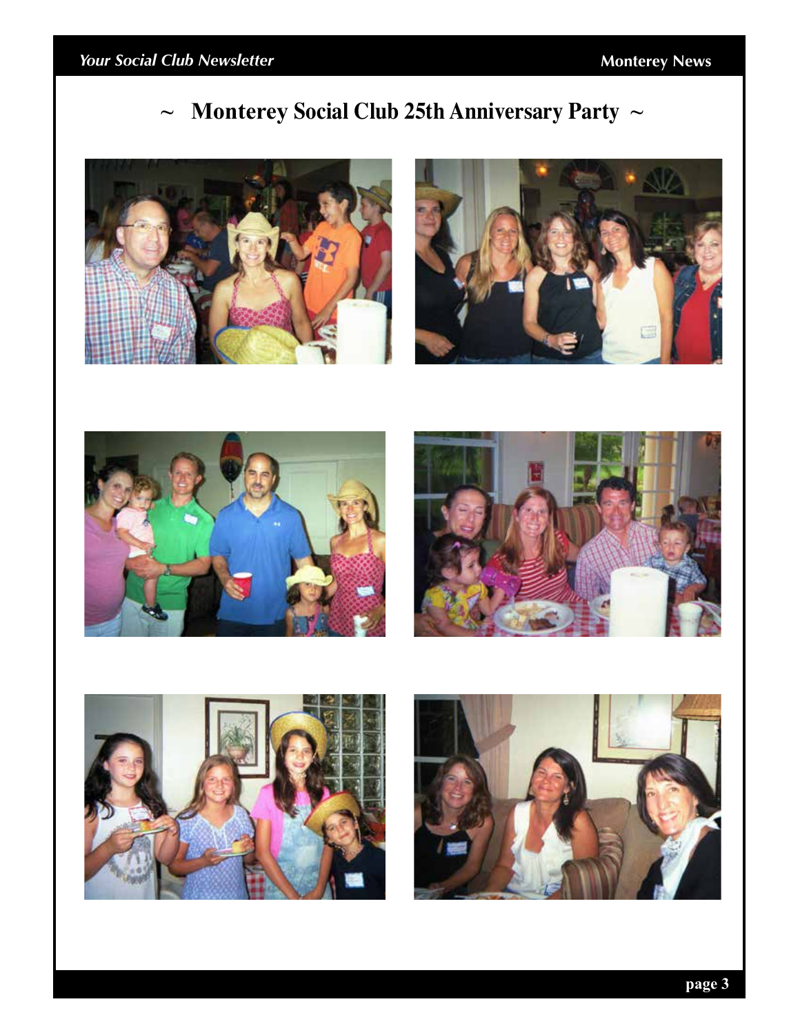## ~ Monterey Social Club 25th Anniversary Party ~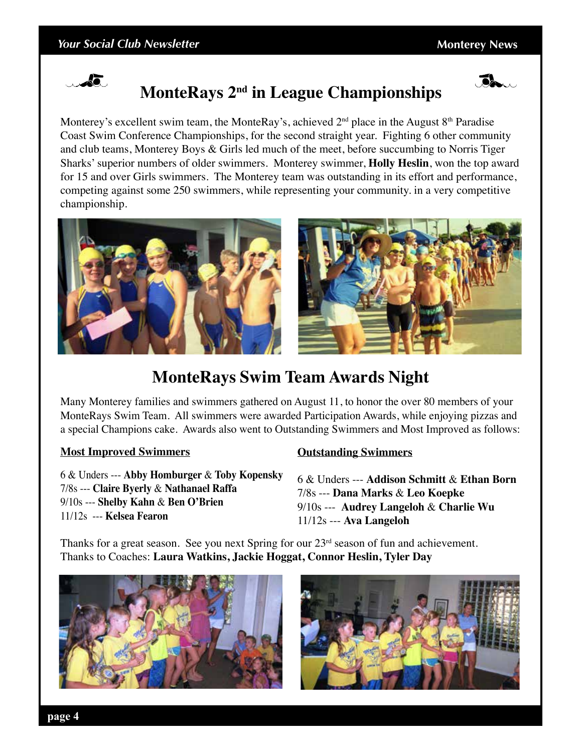# MonteRays 2nd in League Championships

Monterey's excellent swim team, the MonteRay's, achieved 2nd place in the August 8th Paradise Coast Swim Conference Championships, for the second straight year. Fighting 6 other community and club teams, Monterey Boys & Girls led much of the meet, before succumbing to Norris Tiger Sharks' superior numbers of older swimmers. Monterey swimmer, **Holly Heslin**, won the top award for 15 and over Girls swimmers. The Monterey team was outstanding in its effort and performance, competing against some 250 swimmers, while representing your community. in a very competitive championship.

# MonteRays Swim Team Awards Night

Many Monterey families and swimmers gathered on August 11, to honor the over 80 members of your MonteRays Swim Team. All swimmers were awarded Participation Awards, while enjoying pizzas and a special Champions cake. Awards also went to Outstanding Swimmers and Most Improved as follows:

**Most Improved Swimmers**

6 & Unders --- **Abby Homburger** & **Toby Kopensky**
7/8s --- **Claire Byerly** & **Nathanael Raffa**
9/10s --- **Shelby Kahn** & **Ben O'Brien**
11/12s --- **Kelsea Fearon**

**Outstanding Swimmers**

6 & Unders --- **Addison Schmitt** & **Ethan Born**
7/8s --- **Dana Marks** & **Leo Koepke**
9/10s --- **Audrey Langeloh** & **Charlie Wu**
11/12s --- **Ava Langeloh**

Thanks for a great season. See you next Spring for our 23rd season of fun and achievement.
Thanks to Coaches: **Laura Watkins, Jackie Hoggat, Connor Heslin, Tyler Day**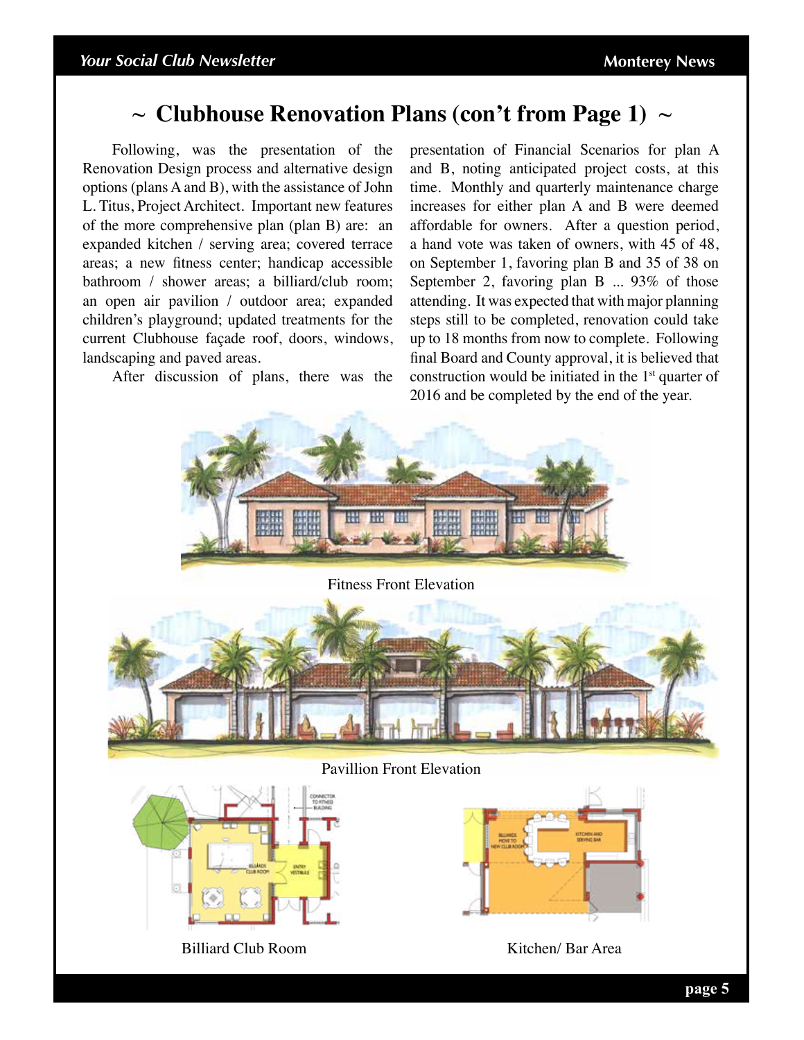# ~ Clubhouse Renovation Plans (con't from Page 1) ~

Following, was the presentation of the Renovation Design process and alternative design options (plans A and B), with the assistance of John L. Titus, Project Architect. Important new features of the more comprehensive plan (plan B) are: an expanded kitchen / serving area; covered terrace areas; a new fitness center; handicap accessible bathroom / shower areas; a billiard/club room; an open air pavilion / outdoor area; expanded children's playground; updated treatments for the current Clubhouse façade roof, doors, windows, landscaping and paved areas.

After discussion of plans, there was the presentation of Financial Scenarios for plan A and B, noting anticipated project costs, at this time. Monthly and quarterly maintenance charge increases for either plan A and B were deemed affordable for owners. After a question period, a hand vote was taken of owners, with 45 of 48, on September 1, favoring plan B and 35 of 38 on September 2, favoring plan B ... 93% of those attending. It was expected that with major planning steps still to be completed, renovation could take up to 18 months from now to complete. Following final Board and County approval, it is believed that construction would be initiated in the 1st quarter of 2016 and be completed by the end of the year.

Fitness Front Elevation

Pavillion Front Elevation

Billiard Club Room

Kitchen/ Bar Area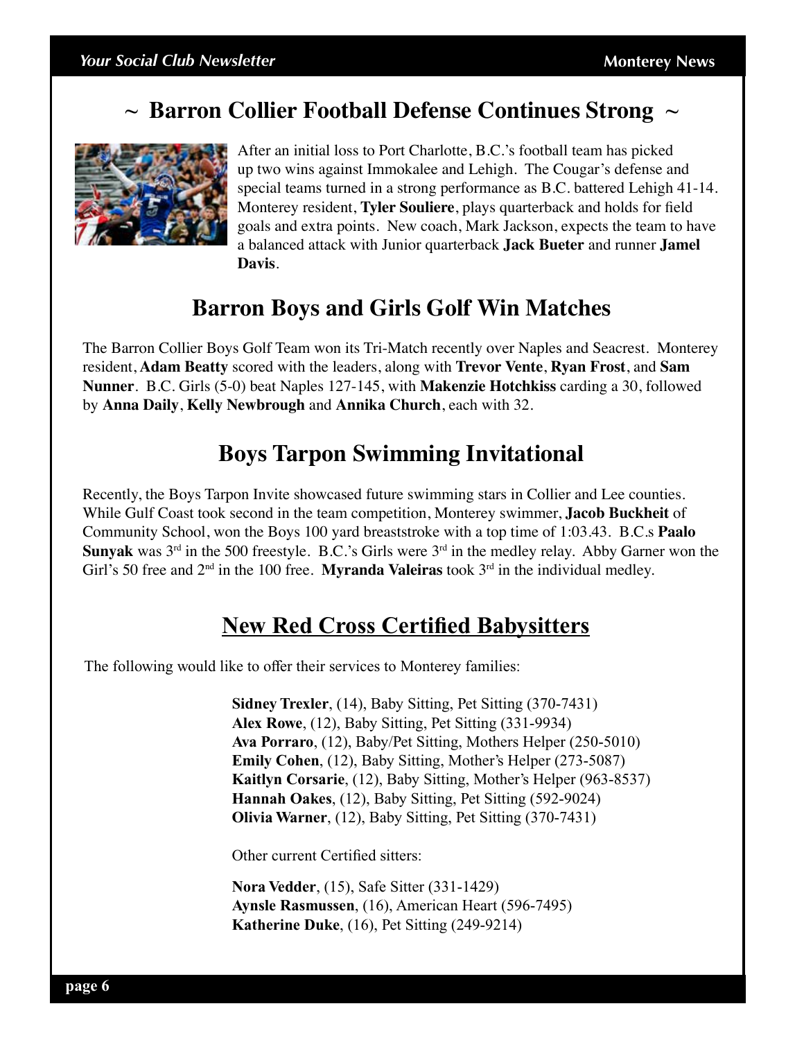## ~ Barron Collier Football Defense Continues Strong ~

After an initial loss to Port Charlotte, B.C.'s football team has picked up two wins against Immokalee and Lehigh. The Cougar's defense and special teams turned in a strong performance as B.C. battered Lehigh 41-14. Monterey resident, **Tyler Souliere**, plays quarterback and holds for field goals and extra points. New coach, Mark Jackson, expects the team to have a balanced attack with Junior quarterback **Jack Bueter** and runner **Jamel Davis**.

## Barron Boys and Girls Golf Win Matches

The Barron Collier Boys Golf Team won its Tri-Match recently over Naples and Seacrest. Monterey resident, **Adam Beatty** scored with the leaders, along with **Trevor Vente**, **Ryan Frost**, and **Sam Nunner**. B.C. Girls (5-0) beat Naples 127-145, with **Makenzie Hotchkiss** carding a 30, followed by **Anna Daily**, **Kelly Newbrough** and **Annika Church**, each with 32.

## Boys Tarpon Swimming Invitational

Recently, the Boys Tarpon Invite showcased future swimming stars in Collier and Lee counties. While Gulf Coast took second in the team competition, Monterey swimmer, **Jacob Buckheit** of Community School, won the Boys 100 yard breaststroke with a top time of 1:03.43. B.C.s **Paalo Sunyak** was 3rd in the 500 freestyle. B.C.'s Girls were 3rd in the medley relay. Abby Garner won the Girl's 50 free and 2nd in the 100 free. **Myranda Valeiras** took 3rd in the individual medley.

## New Red Cross Certified Babysitters

The following would like to offer their services to Monterey families:

**Sidney Trexler**, (14), Baby Sitting, Pet Sitting (370-7431)
**Alex Rowe**, (12), Baby Sitting, Pet Sitting (331-9934)
**Ava Porraro**, (12), Baby/Pet Sitting, Mothers Helper (250-5010)
**Emily Cohen**, (12), Baby Sitting, Mother's Helper (273-5087)
**Kaitlyn Corsarie**, (12), Baby Sitting, Mother's Helper (963-8537)
**Hannah Oakes**, (12), Baby Sitting, Pet Sitting (592-9024)
**Olivia Warner**, (12), Baby Sitting, Pet Sitting (370-7431)

Other current Certified sitters:

**Nora Vedder**, (15), Safe Sitter (331-1429)
**Aynsle Rasmussen**, (16), American Heart (596-7495)
**Katherine Duke**, (16), Pet Sitting (249-9214)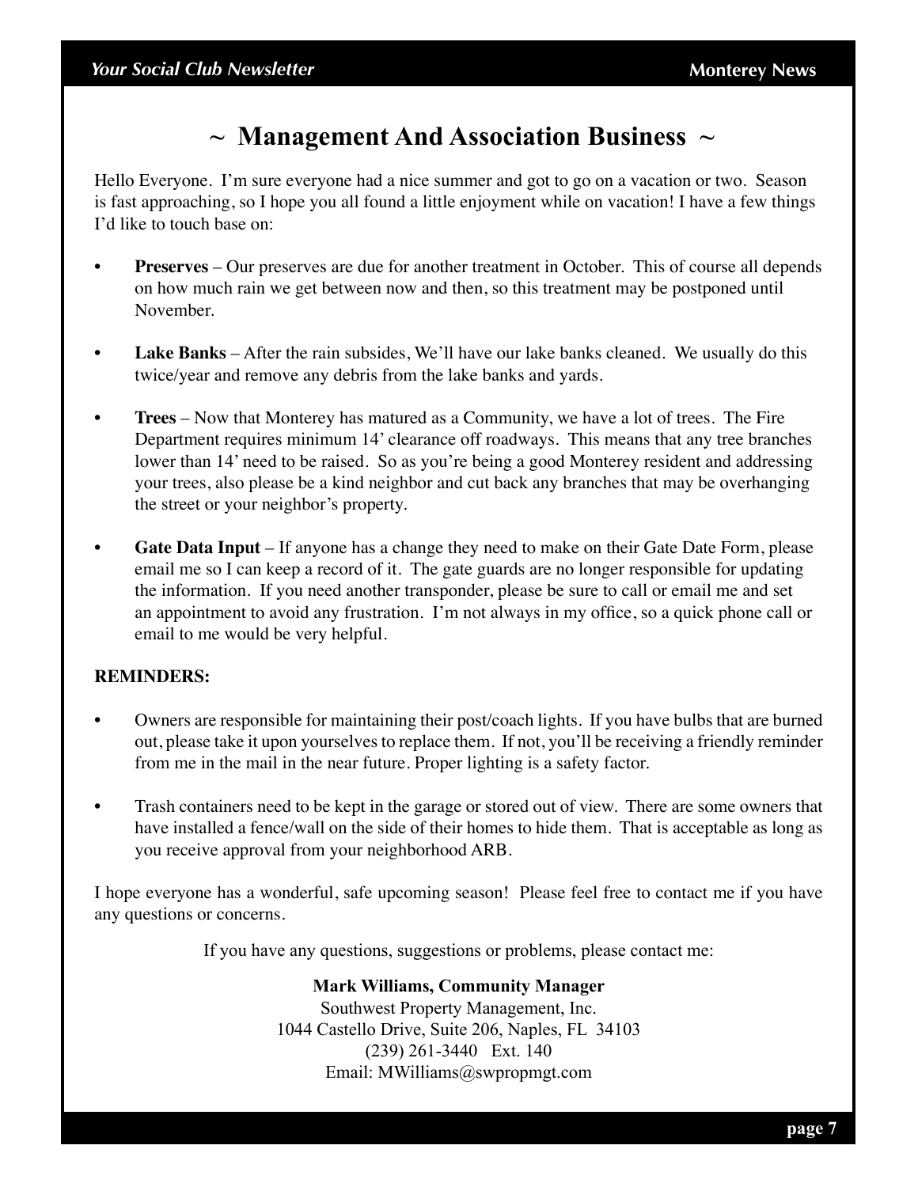## ~ Management And Association Business ~

Hello Everyone. I'm sure everyone had a nice summer and got to go on a vacation or two. Season is fast approaching, so I hope you all found a little enjoyment while on vacation! I have a few things I'd like to touch base on:

- **Preserves** – Our preserves are due for another treatment in October. This of course all depends on how much rain we get between now and then, so this treatment may be postponed until November.

- **Lake Banks** – After the rain subsides, We'll have our lake banks cleaned. We usually do this twice/year and remove any debris from the lake banks and yards.

- **Trees** – Now that Monterey has matured as a Community, we have a lot of trees. The Fire Department requires minimum 14' clearance off roadways. This means that any tree branches lower than 14' need to be raised. So as you're being a good Monterey resident and addressing your trees, also please be a kind neighbor and cut back any branches that may be overhanging the street or your neighbor's property.

- **Gate Data Input** – If anyone has a change they need to make on their Gate Date Form, please email me so I can keep a record of it. The gate guards are no longer responsible for updating the information. If you need another transponder, please be sure to call or email me and set an appointment to avoid any frustration. I'm not always in my office, so a quick phone call or email to me would be very helpful.

**REMINDERS:**

- Owners are responsible for maintaining their post/coach lights. If you have bulbs that are burned out, please take it upon yourselves to replace them. If not, you'll be receiving a friendly reminder from me in the mail in the near future. Proper lighting is a safety factor.

- Trash containers need to be kept in the garage or stored out of view. There are some owners that have installed a fence/wall on the side of their homes to hide them. That is acceptable as long as you receive approval from your neighborhood ARB.

I hope everyone has a wonderful, safe upcoming season! Please feel free to contact me if you have any questions or concerns.

If you have any questions, suggestions or problems, please contact me:

**Mark Williams, Community Manager**
Southwest Property Management, Inc.
1044 Castello Drive, Suite 206, Naples, FL 34103
(239) 261-3440 Ext. 140
Email: MWilliams@swpropmgt.com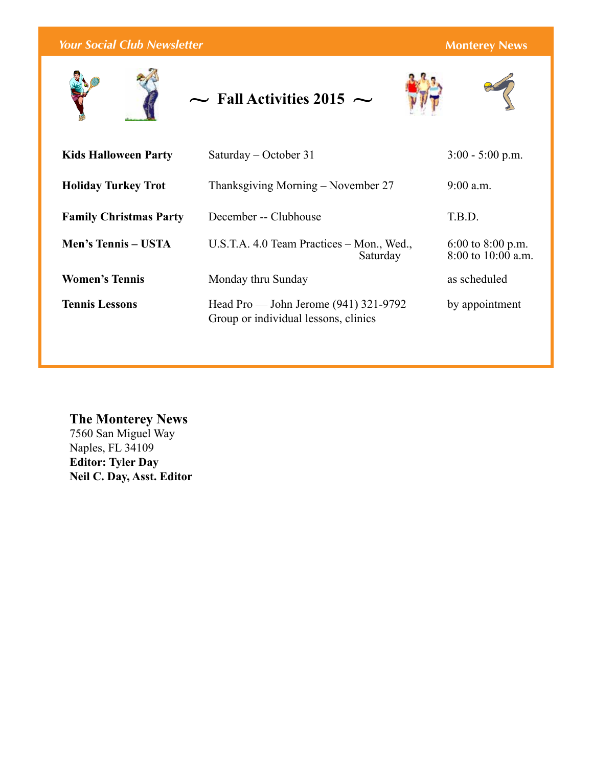*Your Social Club Newsletter* **Monterey News**

## ~ Fall Activities 2015 ~

| | | |
|---|---|---|
| **Kids Halloween Party** | Saturday – October 31 | 3:00 - 5:00 p.m. |
| **Holiday Turkey Trot** | Thanksgiving Morning – November 27 | 9:00 a.m. |
| **Family Christmas Party** | December -- Clubhouse | T.B.D. |
| **Men's Tennis – USTA** | U.S.T.A. 4.0 Team Practices – Mon., Wed., Saturday | 6:00 to 8:00 p.m. 8:00 to 10:00 a.m. |
| **Women's Tennis** | Monday thru Sunday | as scheduled |
| **Tennis Lessons** | Head Pro — John Jerome (941) 321-9792 Group or individual lessons, clinics | by appointment |

**The Monterey News**
7560 San Miguel Way
Naples, FL 34109
**Editor: Tyler Day**
**Neil C. Day, Asst. Editor**